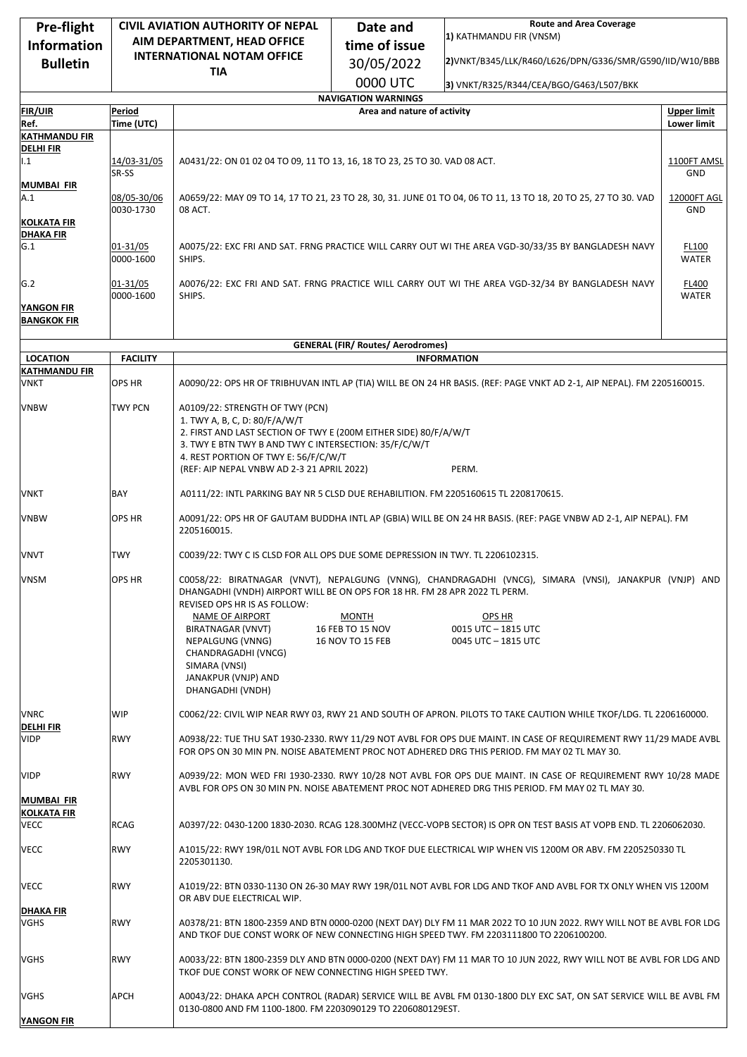| Pre-flight Information Bulletin | CIVIL AVIATION AUTHORITY OF NEPAL AIM DEPARTMENT, HEAD OFFICE INTERNATIONAL NOTAM OFFICE TIA | Date and time of issue 30/05/2022 0000 UTC | Route and Area Coverage 1) KATHMANDU FIR (VNSM) 2)VNKT/B345/LLK/R460/L626/DPN/G336/SMR/G590/IID/W10/BBB 3) VNKT/R325/R344/CEA/BGO/G463/L507/BKK |
|---|---|---|---|

**NAVIGATION WARNINGS**

| FIR/UIR Ref. | Period Time (UTC) | Area and nature of activity | Upper limit Lower limit |
|---|---|---|---|
| **KATHMANDU FIR** | | | |
| **DELHI FIR** | | | |
| I.1 | 14/03-31/05 SR-SS | A0431/22: ON 01 02 04 TO 09, 11 TO 13, 16, 18 TO 23, 25 TO 30. VAD 08 ACT. | 1100FT AMSL GND |
| **MUMBAI FIR** | | | |
| A.1 | 08/05-30/06 0030-1730 | A0659/22: MAY 09 TO 14, 17 TO 21, 23 TO 28, 30, 31. JUNE 01 TO 04, 06 TO 11, 13 TO 18, 20 TO 25, 27 TO 30. VAD 08 ACT. | 12000FT AGL GND |
| **KOLKATA FIR** | | | |
| **DHAKA FIR** | | | |
| G.1 | 01-31/05 0000-1600 | A0075/22: EXC FRI AND SAT. FRNG PRACTICE WILL CARRY OUT WI THE AREA VGD-30/33/35 BY BANGLADESH NAVY SHIPS. | FL100 WATER |
| G.2 | 01-31/05 0000-1600 | A0076/22: EXC FRI AND SAT. FRNG PRACTICE WILL CARRY OUT WI THE AREA VGD-32/34 BY BANGLADESH NAVY SHIPS. | FL400 WATER |
| **YANGON FIR** | | | |
| **BANGKOK FIR** | | | |

**GENERAL (FIR/ Routes/ Aerodromes)**

| LOCATION | FACILITY | INFORMATION |
|---|---|---|
| **KATHMANDU FIR** | | |
| VNKT | OPS HR | A0090/22: OPS HR OF TRIBHUVAN INTL AP (TIA) WILL BE ON 24 HR BASIS. (REF: PAGE VNKT AD 2-1, AIP NEPAL). FM 2205160015. |
| VNBW | TWY PCN | A0109/22: STRENGTH OF TWY (PCN)<br>1. TWY A, B, C, D: 80/F/A/W/T<br>2. FIRST AND LAST SECTION OF TWY E (200M EITHER SIDE) 80/F/A/W/T<br>3. TWY E BTN TWY B AND TWY C INTERSECTION: 35/F/C/W/T<br>4. REST PORTION OF TWY E: 56/F/C/W/T<br>(REF: AIP NEPAL VNBW AD 2-3 21 APRIL 2022) PERM. |
| VNKT | BAY | A0111/22: INTL PARKING BAY NR 5 CLSD DUE REHABILITION. FM 2205160615 TL 2208170615. |
| VNBW | OPS HR | A0091/22: OPS HR OF GAUTAM BUDDHA INTL AP (GBIA) WILL BE ON 24 HR BASIS. (REF: PAGE VNBW AD 2-1, AIP NEPAL). FM 2205160015. |
| VNVT | TWY | C0039/22: TWY C IS CLSD FOR ALL OPS DUE SOME DEPRESSION IN TWY. TL 2206102315. |
| VNSM | OPS HR | C0058/22: BIRATNAGAR (VNVT), NEPALGUNG (VNNG), CHANDRAGADHI (VNCG), SIMARA (VNSI), JANAKPUR (VNJP) AND DHANGADHI (VNDH) AIRPORT WILL BE ON OPS FOR 18 HR. FM 28 APR 2022 TL PERM.<br>REVISED OPS HR IS AS FOLLOW:<br>NAME OF AIRPORT — MONTH — OPS HR<br>BIRATNAGAR (VNVT), NEPALGUNG (VNNG), CHANDRAGADHI (VNCG), SIMARA (VNSI), JANAKPUR (VNJP) AND DHANGADHI (VNDH):<br>16 FEB TO 15 NOV — 0015 UTC – 1815 UTC<br>16 NOV TO 15 FEB — 0045 UTC – 1815 UTC |
| VNRC | WIP | C0062/22: CIVIL WIP NEAR RWY 03, RWY 21 AND SOUTH OF APRON. PILOTS TO TAKE CAUTION WHILE TKOF/LDG. TL 2206160000. |
| **DELHI FIR** | | |
| VIDP | RWY | A0938/22: TUE THU SAT 1930-2330. RWY 11/29 NOT AVBL FOR OPS DUE MAINT. IN CASE OF REQUIREMENT RWY 11/29 MADE AVBL FOR OPS ON 30 MIN PN. NOISE ABATEMENT PROC NOT ADHERED DRG THIS PERIOD. FM MAY 02 TL MAY 30. |
| VIDP | RWY | A0939/22: MON WED FRI 1930-2330. RWY 10/28 NOT AVBL FOR OPS DUE MAINT. IN CASE OF REQUIREMENT RWY 10/28 MADE AVBL FOR OPS ON 30 MIN PN. NOISE ABATEMENT PROC NOT ADHERED DRG THIS PERIOD. FM MAY 02 TL MAY 30. |
| **MUMBAI FIR** | | |
| **KOLKATA FIR** | | |
| VECC | RCAG | A0397/22: 0430-1200 1830-2030. RCAG 128.300MHZ (VECC-VOPB SECTOR) IS OPR ON TEST BASIS AT VOPB END. TL 2206062030. |
| VECC | RWY | A1015/22: RWY 19R/01L NOT AVBL FOR LDG AND TKOF DUE ELECTRICAL WIP WHEN VIS 1200M OR ABV. FM 2205250330 TL 2205301130. |
| VECC | RWY | A1019/22: BTN 0330-1130 ON 26-30 MAY RWY 19R/01L NOT AVBL FOR LDG AND TKOF AND AVBL FOR TX ONLY WHEN VIS 1200M OR ABV DUE ELECTRICAL WIP. |
| **DHAKA FIR** | | |
| VGHS | RWY | A0378/21: BTN 1800-2359 AND BTN 0000-0200 (NEXT DAY) DLY FM 11 MAR 2022 TO 10 JUN 2022. RWY WILL NOT BE AVBL FOR LDG AND TKOF DUE CONST WORK OF NEW CONNECTING HIGH SPEED TWY. FM 2203111800 TO 2206100200. |
| VGHS | RWY | A0033/22: BTN 1800-2359 DLY AND BTN 0000-0200 (NEXT DAY) FM 11 MAR TO 10 JUN 2022, RWY WILL NOT BE AVBL FOR LDG AND TKOF DUE CONST WORK OF NEW CONNECTING HIGH SPEED TWY. |
| VGHS | APCH | A0043/22: DHAKA APCH CONTROL (RADAR) SERVICE WILL BE AVBL FM 0130-1800 DLY EXC SAT, ON SAT SERVICE WILL BE AVBL FM 0130-0800 AND FM 1100-1800. FM 2203090129 TO 2206080129EST. |
| **YANGON FIR** | | |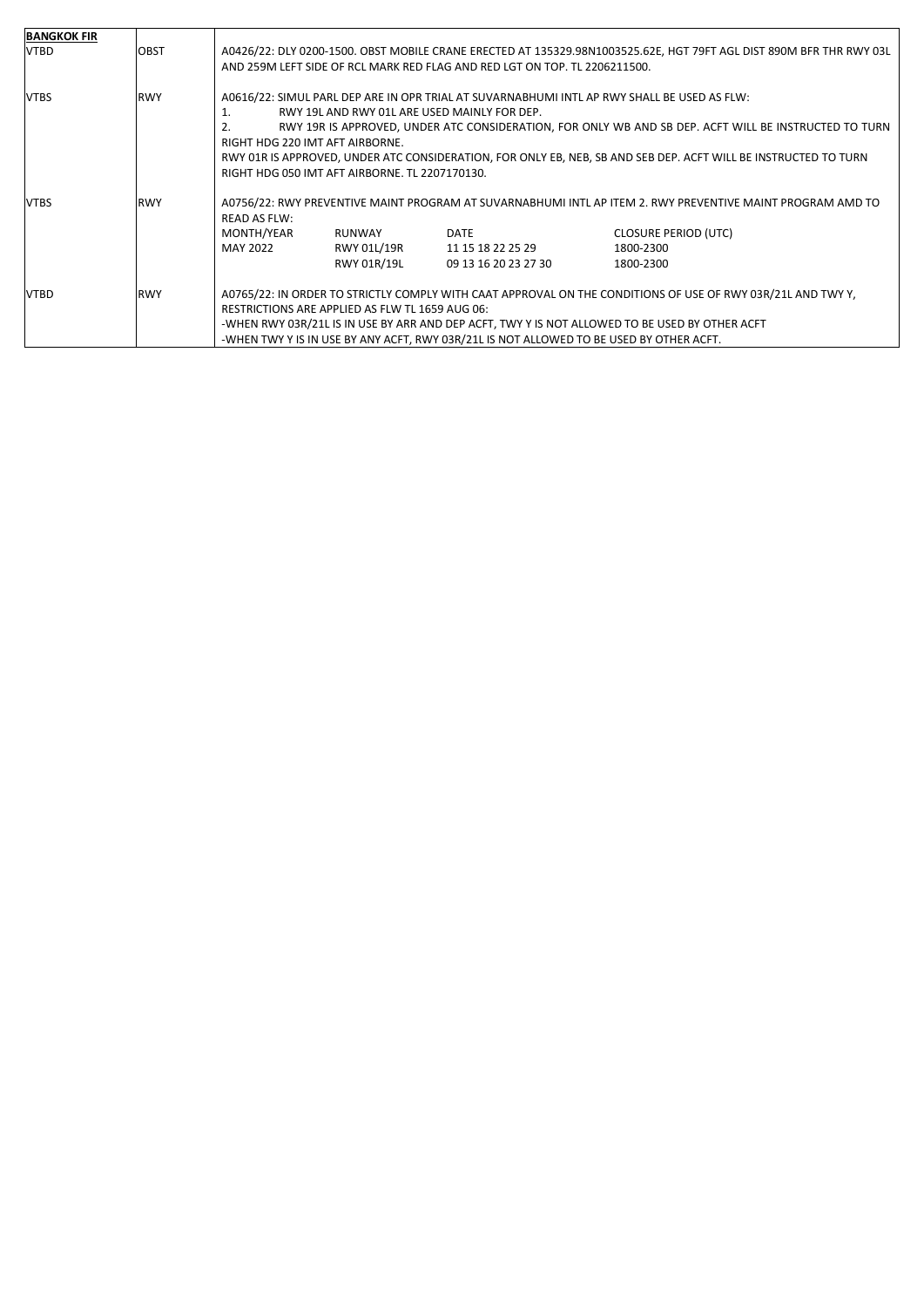| BANGKOK FIR | | |
|---|---|---|
| VTBD | OBST | A0426/22: DLY 0200-1500. OBST MOBILE CRANE ERECTED AT 135329.98N1003525.62E, HGT 79FT AGL DIST 890M BFR THR RWY 03L AND 259M LEFT SIDE OF RCL MARK RED FLAG AND RED LGT ON TOP. TL 2206211500. |
| VTBS | RWY | A0616/22: SIMUL PARL DEP ARE IN OPR TRIAL AT SUVARNABHUMI INTL AP RWY SHALL BE USED AS FLW:<br>1. RWY 19L AND RWY 01L ARE USED MAINLY FOR DEP.<br>2. RWY 19R IS APPROVED, UNDER ATC CONSIDERATION, FOR ONLY WB AND SB DEP. ACFT WILL BE INSTRUCTED TO TURN RIGHT HDG 220 IMT AFT AIRBORNE.<br>RWY 01R IS APPROVED, UNDER ATC CONSIDERATION, FOR ONLY EB, NEB, SB AND SEB DEP. ACFT WILL BE INSTRUCTED TO TURN RIGHT HDG 050 IMT AFT AIRBORNE. TL 2207170130. |
| VTBS | RWY | A0756/22: RWY PREVENTIVE MAINT PROGRAM AT SUVARNABHUMI INTL AP ITEM 2. RWY PREVENTIVE MAINT PROGRAM AMD TO READ AS FLW:<br>MONTH/YEAR — RUNWAY — DATE — CLOSURE PERIOD (UTC)<br>MAY 2022 — RWY 01L/19R — 11 15 18 22 25 29 — 1800-2300<br>RWY 01R/19L — 09 13 16 20 23 27 30 — 1800-2300 |
| VTBD | RWY | A0765/22: IN ORDER TO STRICTLY COMPLY WITH CAAT APPROVAL ON THE CONDITIONS OF USE OF RWY 03R/21L AND TWY Y, RESTRICTIONS ARE APPLIED AS FLW TL 1659 AUG 06:<br>-WHEN RWY 03R/21L IS IN USE BY ARR AND DEP ACFT, TWY Y IS NOT ALLOWED TO BE USED BY OTHER ACFT<br>-WHEN TWY Y IS IN USE BY ANY ACFT, RWY 03R/21L IS NOT ALLOWED TO BE USED BY OTHER ACFT. |